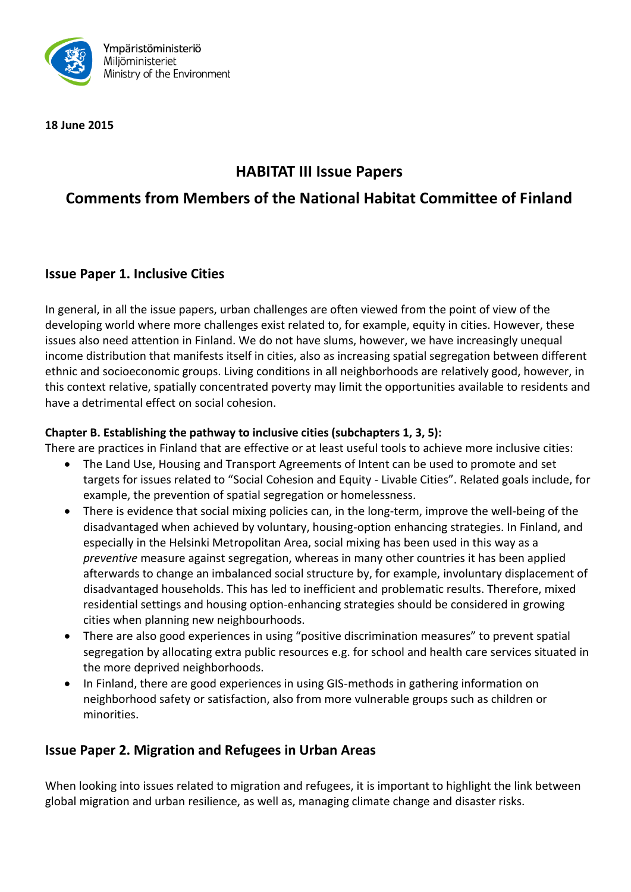Ympäristöministeriö
Miljöministeriet
Ministry of the Environment

**18 June 2015**

# HABITAT III Issue Papers

# Comments from Members of the National Habitat Committee of Finland

## Issue Paper 1. Inclusive Cities

In general, in all the issue papers, urban challenges are often viewed from the point of view of the developing world where more challenges exist related to, for example, equity in cities. However, these issues also need attention in Finland. We do not have slums, however, we have increasingly unequal income distribution that manifests itself in cities, also as increasing spatial segregation between different ethnic and socioeconomic groups. Living conditions in all neighborhoods are relatively good, however, in this context relative, spatially concentrated poverty may limit the opportunities available to residents and have a detrimental effect on social cohesion.

**Chapter B. Establishing the pathway to inclusive cities (subchapters 1, 3, 5):**
There are practices in Finland that are effective or at least useful tools to achieve more inclusive cities:

- The Land Use, Housing and Transport Agreements of Intent can be used to promote and set targets for issues related to "Social Cohesion and Equity - Livable Cities". Related goals include, for example, the prevention of spatial segregation or homelessness.
- There is evidence that social mixing policies can, in the long-term, improve the well-being of the disadvantaged when achieved by voluntary, housing-option enhancing strategies. In Finland, and especially in the Helsinki Metropolitan Area, social mixing has been used in this way as a *preventive* measure against segregation, whereas in many other countries it has been applied afterwards to change an imbalanced social structure by, for example, involuntary displacement of disadvantaged households. This has led to inefficient and problematic results. Therefore, mixed residential settings and housing option-enhancing strategies should be considered in growing cities when planning new neighbourhoods.
- There are also good experiences in using "positive discrimination measures" to prevent spatial segregation by allocating extra public resources e.g. for school and health care services situated in the more deprived neighborhoods.
- In Finland, there are good experiences in using GIS-methods in gathering information on neighborhood safety or satisfaction, also from more vulnerable groups such as children or minorities.

## Issue Paper 2. Migration and Refugees in Urban Areas

When looking into issues related to migration and refugees, it is important to highlight the link between global migration and urban resilience, as well as, managing climate change and disaster risks.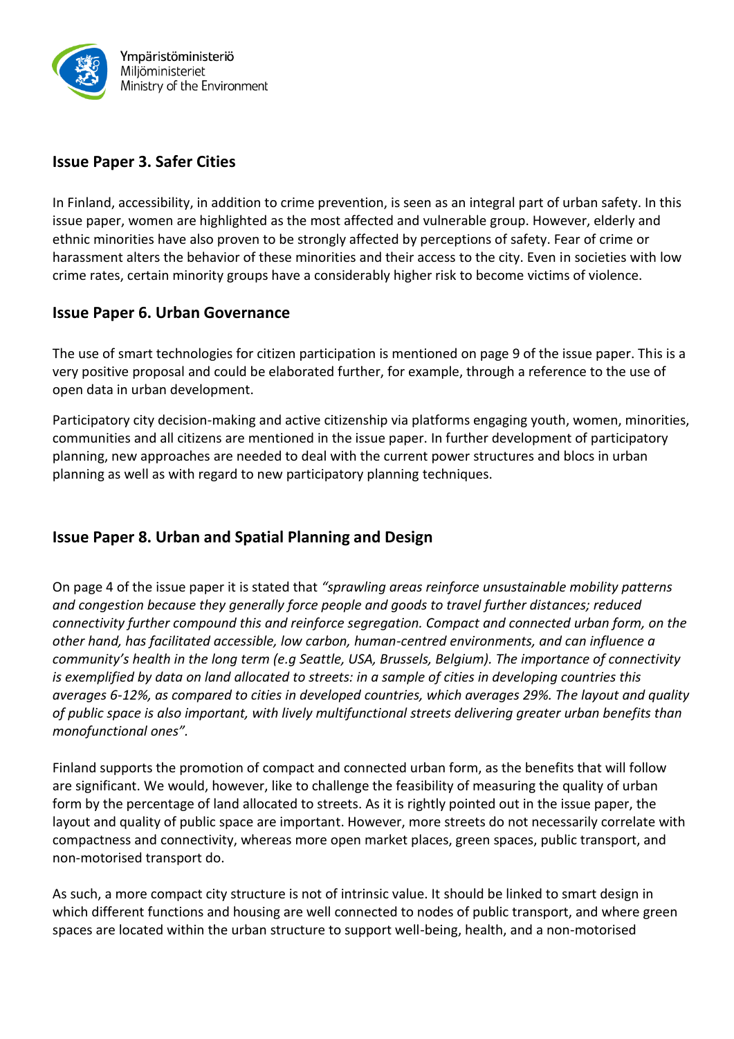## Issue Paper 3. Safer Cities

In Finland, accessibility, in addition to crime prevention, is seen as an integral part of urban safety. In this issue paper, women are highlighted as the most affected and vulnerable group. However, elderly and ethnic minorities have also proven to be strongly affected by perceptions of safety. Fear of crime or harassment alters the behavior of these minorities and their access to the city. Even in societies with low crime rates, certain minority groups have a considerably higher risk to become victims of violence.

## Issue Paper 6. Urban Governance

The use of smart technologies for citizen participation is mentioned on page 9 of the issue paper. This is a very positive proposal and could be elaborated further, for example, through a reference to the use of open data in urban development.

Participatory city decision-making and active citizenship via platforms engaging youth, women, minorities, communities and all citizens are mentioned in the issue paper. In further development of participatory planning, new approaches are needed to deal with the current power structures and blocs in urban planning as well as with regard to new participatory planning techniques.

## Issue Paper 8. Urban and Spatial Planning and Design

On page 4 of the issue paper it is stated that *"sprawling areas reinforce unsustainable mobility patterns and congestion because they generally force people and goods to travel further distances; reduced connectivity further compound this and reinforce segregation. Compact and connected urban form, on the other hand, has facilitated accessible, low carbon, human-centred environments, and can influence a community's health in the long term (e.g Seattle, USA, Brussels, Belgium). The importance of connectivity is exemplified by data on land allocated to streets: in a sample of cities in developing countries this averages 6-12%, as compared to cities in developed countries, which averages 29%. The layout and quality of public space is also important, with lively multifunctional streets delivering greater urban benefits than monofunctional ones".*

Finland supports the promotion of compact and connected urban form, as the benefits that will follow are significant. We would, however, like to challenge the feasibility of measuring the quality of urban form by the percentage of land allocated to streets. As it is rightly pointed out in the issue paper, the layout and quality of public space are important. However, more streets do not necessarily correlate with compactness and connectivity, whereas more open market places, green spaces, public transport, and non-motorised transport do.

As such, a more compact city structure is not of intrinsic value. It should be linked to smart design in which different functions and housing are well connected to nodes of public transport, and where green spaces are located within the urban structure to support well-being, health, and a non-motorised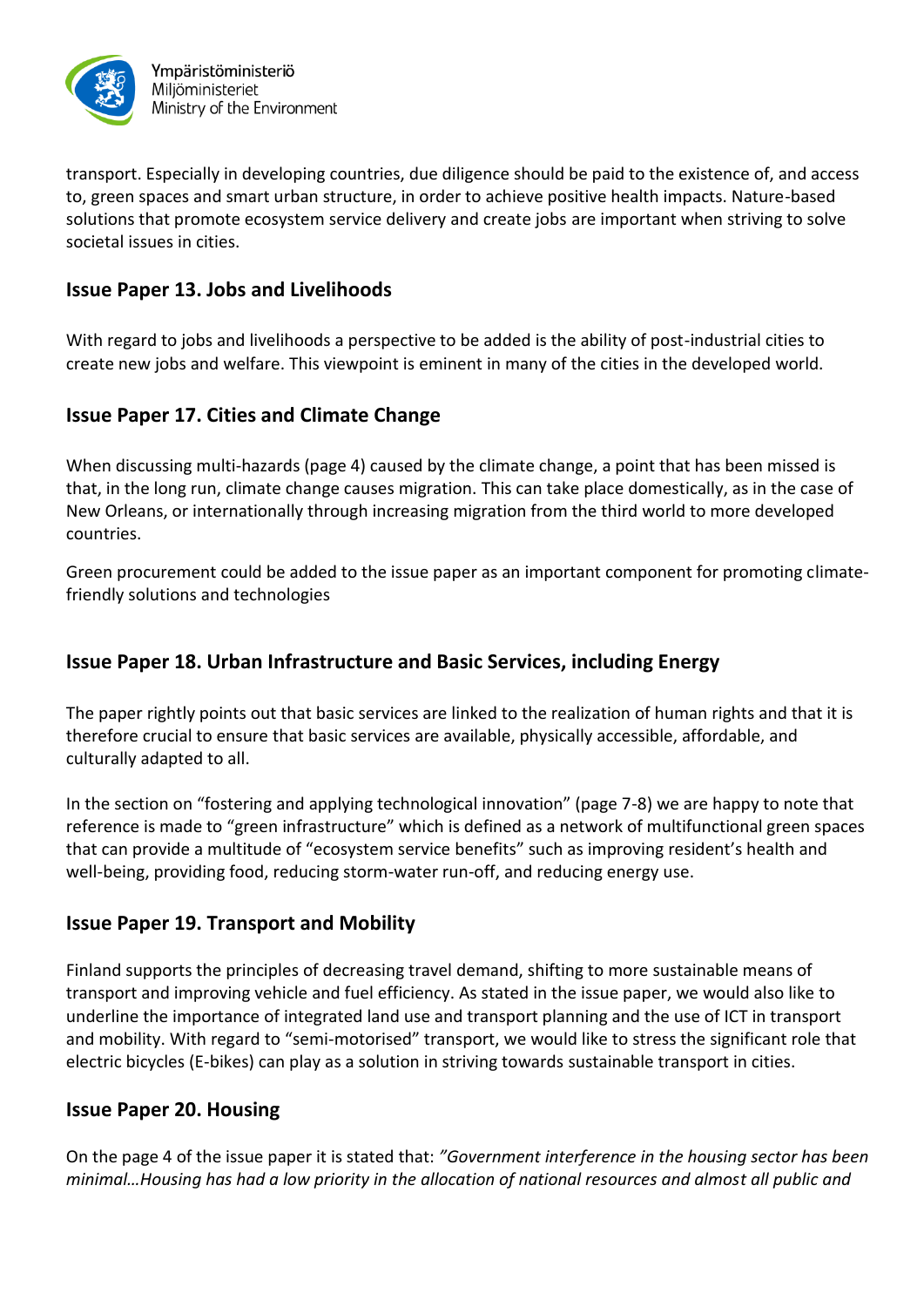transport. Especially in developing countries, due diligence should be paid to the existence of, and access to, green spaces and smart urban structure, in order to achieve positive health impacts. Nature-based solutions that promote ecosystem service delivery and create jobs are important when striving to solve societal issues in cities.

## Issue Paper 13. Jobs and Livelihoods

With regard to jobs and livelihoods a perspective to be added is the ability of post-industrial cities to create new jobs and welfare. This viewpoint is eminent in many of the cities in the developed world.

## Issue Paper 17. Cities and Climate Change

When discussing multi-hazards (page 4) caused by the climate change, a point that has been missed is that, in the long run, climate change causes migration. This can take place domestically, as in the case of New Orleans, or internationally through increasing migration from the third world to more developed countries.

Green procurement could be added to the issue paper as an important component for promoting climate-friendly solutions and technologies

## Issue Paper 18. Urban Infrastructure and Basic Services, including Energy

The paper rightly points out that basic services are linked to the realization of human rights and that it is therefore crucial to ensure that basic services are available, physically accessible, affordable, and culturally adapted to all.

In the section on "fostering and applying technological innovation" (page 7-8) we are happy to note that reference is made to "green infrastructure" which is defined as a network of multifunctional green spaces that can provide a multitude of "ecosystem service benefits" such as improving resident's health and well-being, providing food, reducing storm-water run-off, and reducing energy use.

## Issue Paper 19. Transport and Mobility

Finland supports the principles of decreasing travel demand, shifting to more sustainable means of transport and improving vehicle and fuel efficiency. As stated in the issue paper, we would also like to underline the importance of integrated land use and transport planning and the use of ICT in transport and mobility. With regard to "semi-motorised" transport, we would like to stress the significant role that electric bicycles (E-bikes) can play as a solution in striving towards sustainable transport in cities.

## Issue Paper 20. Housing

On the page 4 of the issue paper it is stated that: *"Government interference in the housing sector has been minimal…Housing has had a low priority in the allocation of national resources and almost all public and*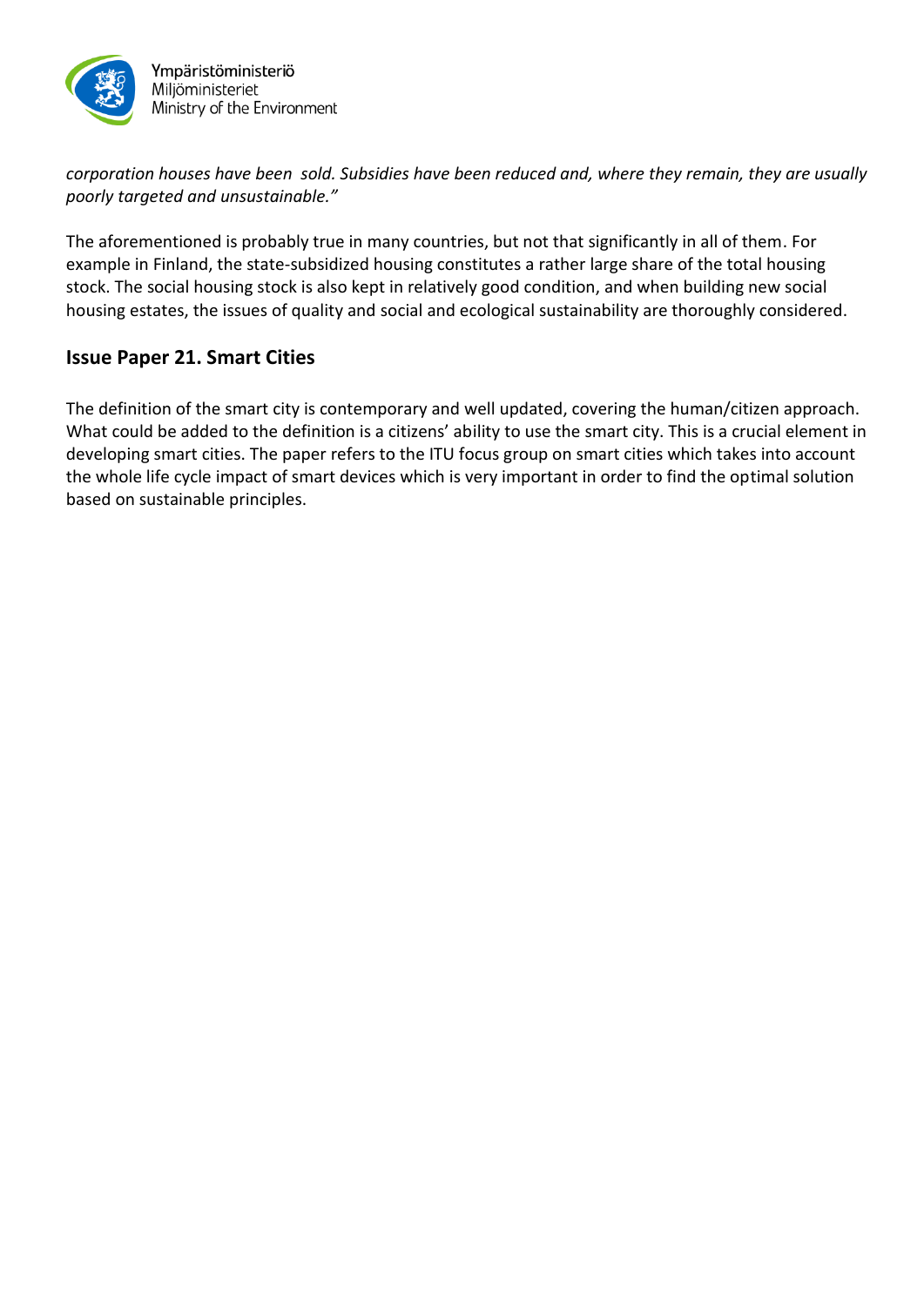*corporation houses have been sold. Subsidies have been reduced and, where they remain, they are usually poorly targeted and unsustainable."*

The aforementioned is probably true in many countries, but not that significantly in all of them. For example in Finland, the state-subsidized housing constitutes a rather large share of the total housing stock. The social housing stock is also kept in relatively good condition, and when building new social housing estates, the issues of quality and social and ecological sustainability are thoroughly considered.

## Issue Paper 21. Smart Cities

The definition of the smart city is contemporary and well updated, covering the human/citizen approach. What could be added to the definition is a citizens' ability to use the smart city. This is a crucial element in developing smart cities. The paper refers to the ITU focus group on smart cities which takes into account the whole life cycle impact of smart devices which is very important in order to find the optimal solution based on sustainable principles.